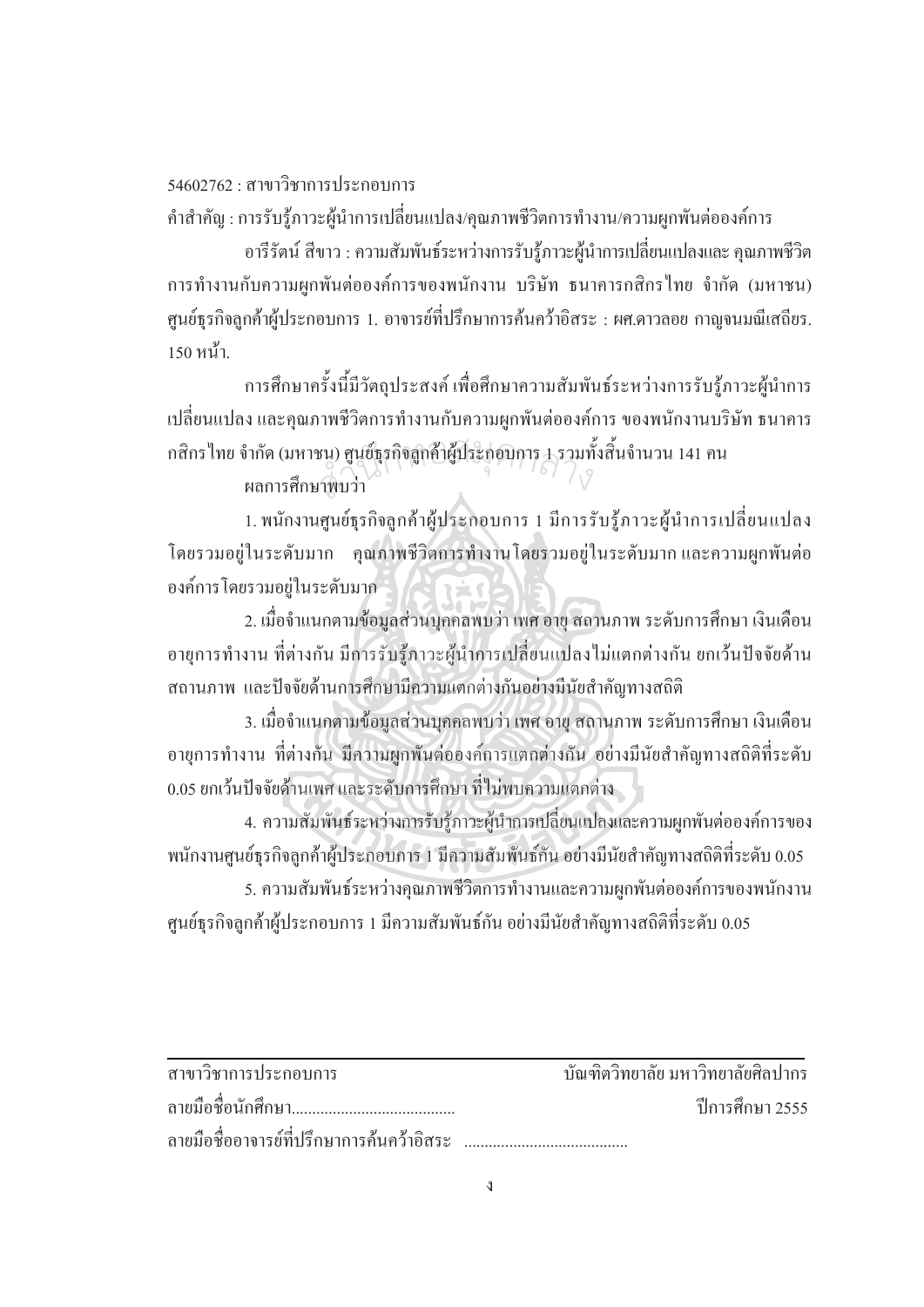54602762 : สาขาวิชาการประกอบการ

คำสำคัญ : การรับรู้ภาวะผู้นำการเปลี่ยนแปลง/คุณภาพชีวิตการทำงาน/ความผูกพันต่อองค์การ

อารีรัตน์ สีขาว : ความสัมพันธ์ระหว่างการรับรู้ภาวะผู้นำการเปลี่ยนแปลงและ คุณภาพชีวิตการทำงานกับความผูกพันต่อองค์การของพนักงาน บริษัท ธนาคารกสิกรไทย จำกัด (มหาชน) ศูนย์ธุรกิจลูกค้าผู้ประกอบการ 1. อาจารย์ที่ปรึกษาการค้นคว้าอิสระ : ผศ.ดาวลอย กาญจนมณีเสถียร. 150 หน้า.

การศึกษาครั้งนี้มีวัตถุประสงค์ เพื่อศึกษาความสัมพันธ์ระหว่างการรับรู้ภาวะผู้นำการเปลี่ยนแปลง และคุณภาพชีวิตการทำงานกับความผูกพันต่อองค์การ ของพนักงานบริษัท ธนาคารกสิกรไทย จำกัด (มหาชน) ศูนย์ธุรกิจลูกค้าผู้ประกอบการ 1 รวมทั้งสิ้นจำนวน 141 คน

ผลการศึกษาพบว่า

1. พนักงานศูนย์ธุรกิจลูกค้าผู้ประกอบการ 1 มีการรับรู้ภาวะผู้นำการเปลี่ยนแปลงโดยรวมอยู่ในระดับมาก คุณภาพชีวิตการทำงานโดยรวมอยู่ในระดับมาก และความผูกพันต่อองค์การโดยรวมอยู่ในระดับมาก

2. เมื่อจำแนกตามข้อมูลส่วนบุคคลพบว่า เพศ อายุ สถานภาพ ระดับการศึกษา เงินเดือน อายุการทำงาน ที่ต่างกัน มีการรับรู้ภาวะผู้นำการเปลี่ยนแปลงไม่แตกต่างกัน ยกเว้นปัจจัยด้านสถานภาพ และปัจจัยด้านการศึกษามีความแตกต่างกันอย่างมีนัยสำคัญทางสถิติ

3. เมื่อจำแนกตามข้อมูลส่วนบุคคลพบว่า เพศ อายุ สถานภาพ ระดับการศึกษา เงินเดือน อายุการทำงาน ที่ต่างกัน มีความผูกพันต่อองค์การแตกต่างกัน อย่างมีนัยสำคัญทางสถิติที่ระดับ 0.05 ยกเว้นปัจจัยด้านเพศ และระดับการศึกษา ที่ไม่พบความแตกต่าง

4. ความสัมพันธ์ระหว่างการรับรู้ภาวะผู้นำการเปลี่ยนแปลงและความผูกพันต่อองค์การของพนักงานศูนย์ธุรกิจลูกค้าผู้ประกอบการ 1 มีความสัมพันธ์กัน อย่างมีนัยสำคัญทางสถิติที่ระดับ 0.05

5. ความสัมพันธ์ระหว่างคุณภาพชีวิตการทำงานและความผูกพันต่อองค์การของพนักงานศูนย์ธุรกิจลูกค้าผู้ประกอบการ 1 มีความสัมพันธ์กัน อย่างมีนัยสำคัญทางสถิติที่ระดับ 0.05

---

สาขาวิชาการประกอบการ บัณฑิตวิทยาลัย มหาวิทยาลัยศิลปากร

ลายมือชื่อนักศึกษา........................................ ปีการศึกษา 2555

ลายมือชื่ออาจารย์ที่ปรึกษาการค้นคว้าอิสระ ........................................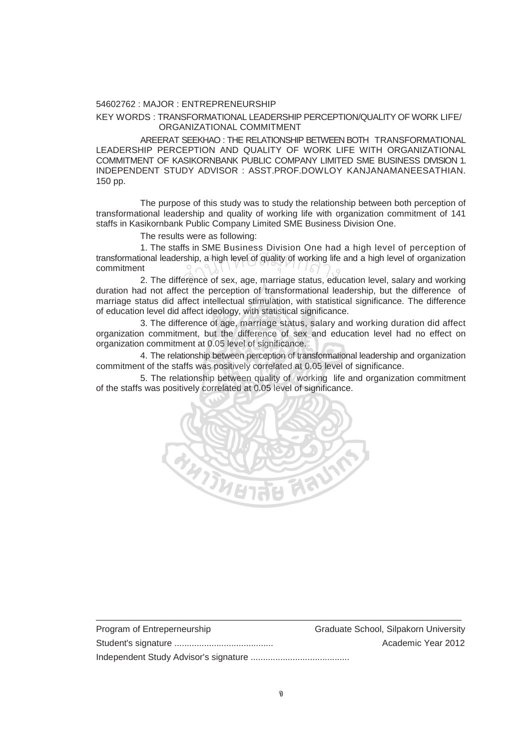54602762 : MAJOR : ENTREPRENEURSHIP

KEY WORDS : TRANSFORMATIONAL LEADERSHIP PERCEPTION/QUALITY OF WORK LIFE/ ORGANIZATIONAL COMMITMENT

AREERAT SEEKHAO : THE RELATIONSHIP BETWEEN BOTH TRANSFORMATIONAL LEADERSHIP PERCEPTION AND QUALITY OF WORK LIFE WITH ORGANIZATIONAL COMMITMENT OF KASIKORNBANK PUBLIC COMPANY LIMITED SME BUSINESS DIVISION 1. INDEPENDENT STUDY ADVISOR : ASST.PROF.DOWLOY KANJANAMANEESATHIAN. 150 pp.

The purpose of this study was to study the relationship between both perception of transformational leadership and quality of working life with organization commitment of 141 staffs in Kasikornbank Public Company Limited SME Business Division One.

The results were as following:

1. The staffs in SME Business Division One had a high level of perception of transformational leadership, a high level of quality of working life and a high level of organization commitment

2. The difference of sex, age, marriage status, education level, salary and working duration had not affect the perception of transformational leadership, but the difference of marriage status did affect intellectual stimulation, with statistical significance. The difference of education level did affect ideology, with statistical significance.

3. The difference of age, marriage status, salary and working duration did affect organization commitment, but the difference of sex and education level had no effect on organization commitment at 0.05 level of significance.

4. The relationship between perception of transformational leadership and organization commitment of the staffs was positively correlated at 0.05 level of significance.

5. The relationship between quality of working life and organization commitment of the staffs was positively correlated at 0.05 level of significance.

---

Program of Entreperneurship — Graduate School, Silpakorn University

Student's signature ........................................ — Academic Year 2012

Independent Study Advisor's signature ........................................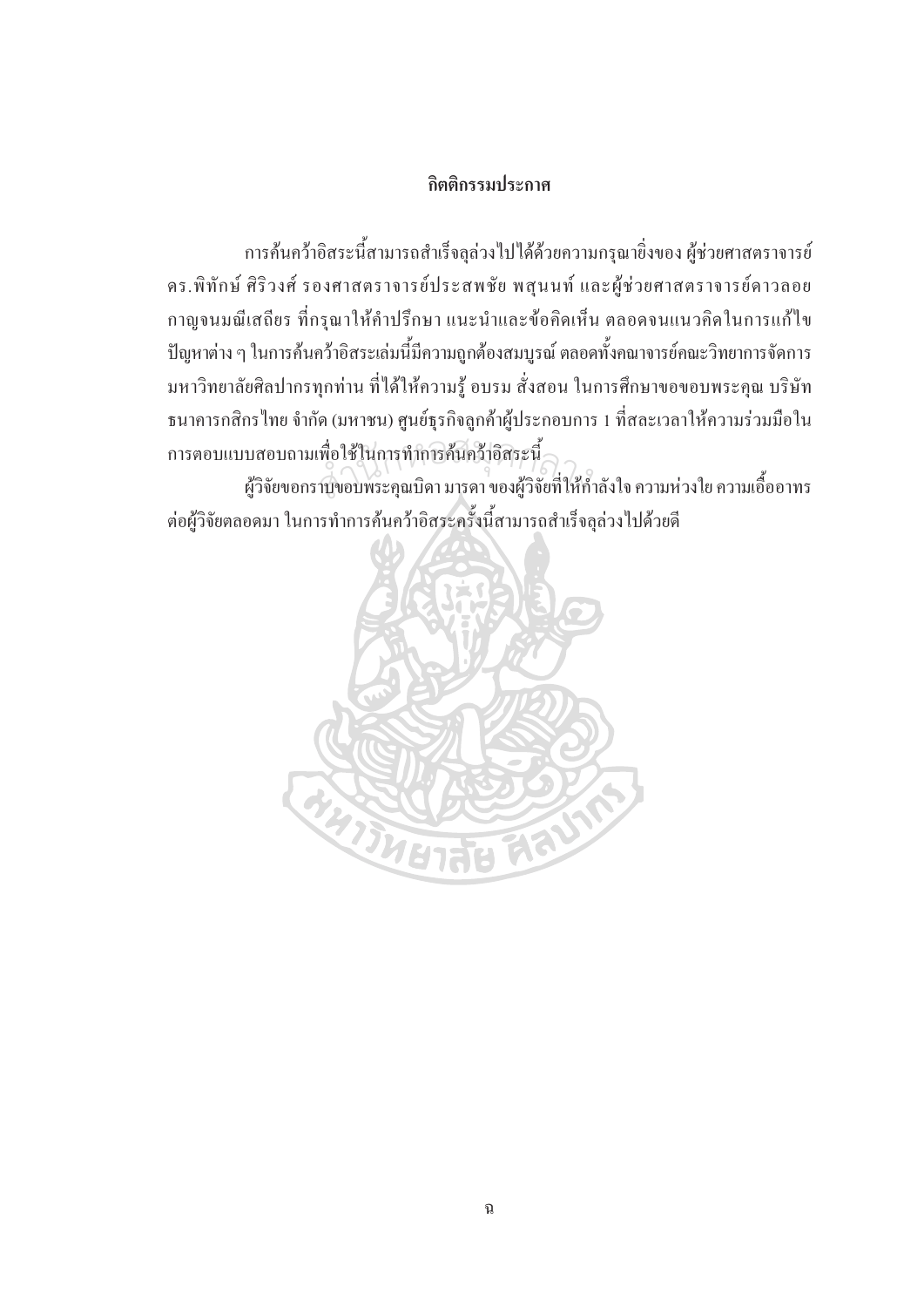## กิตติกรรมประกาศ

การค้นคว้าอิสระนี้สามารถสำเร็จลุล่วงไปได้ด้วยความกรุณายิ่งของ ผู้ช่วยศาสตราจารย์ ดร.พิทักษ์ ศิริวงศ์ รองศาสตราจารย์ประสพชัย พสุนนท์ และผู้ช่วยศาสตราจารย์ดาวลอย กาญจนมณีเสถียร ที่กรุณาให้คำปรึกษา แนะนำและข้อคิดเห็น ตลอดจนแนวคิดในการแก้ไขปัญหาต่าง ๆ ในการค้นคว้าอิสระเล่มนี้มีความถูกต้องสมบูรณ์ ตลอดทั้งคณาจารย์คณะวิทยาการจัดการ มหาวิทยาลัยศิลปากรทุกท่าน ที่ได้ให้ความรู้ อบรม สั่งสอน ในการศึกษาขอขอบพระคุณ บริษัท ธนาคารกสิกรไทย จำกัด (มหาชน) ศูนย์ธุรกิจลูกค้าผู้ประกอบการ 1 ที่สละเวลาให้ความร่วมมือในการตอบแบบสอบถามเพื่อใช้ในการทำการค้นคว้าอิสระนี้

ผู้วิจัยขอกราบขอบพระคุณบิดา มารดา ของผู้วิจัยที่ให้กำลังใจ ความห่วงใย ความเอื้ออาทรต่อผู้วิจัยตลอดมา ในการทำการค้นคว้าอิสระครั้งนี้สามารถสำเร็จลุล่วงไปด้วยดี